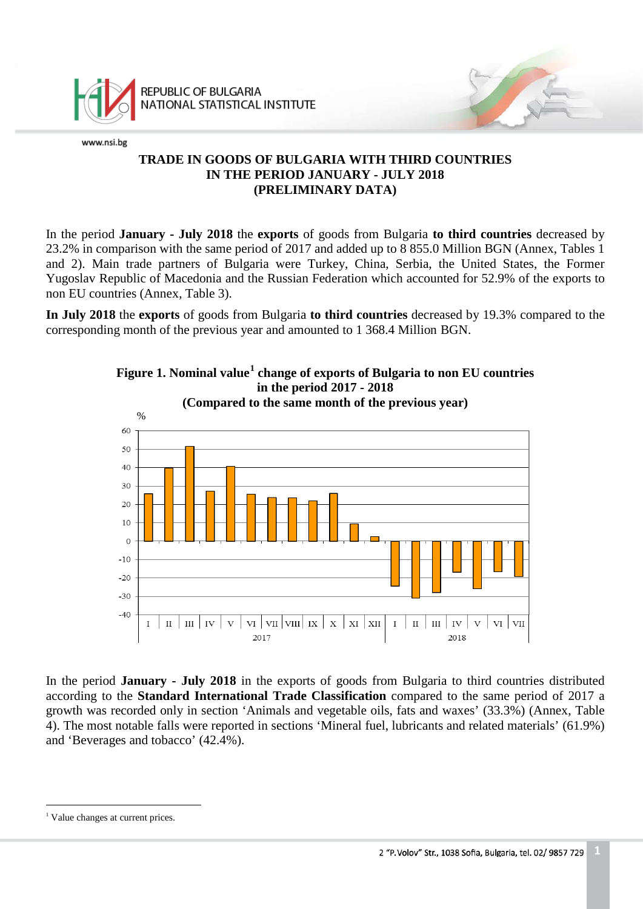REPUBLIC OF BULGARIA
NATIONAL STATISTICAL INSTITUTE

# TRADE IN GOODS OF BULGARIA WITH THIRD COUNTRIES IN THE PERIOD JANUARY - JULY 2018 (PRELIMINARY DATA)

In the period **January - July 2018** the **exports** of goods from Bulgaria **to third countries** decreased by 23.2% in comparison with the same period of 2017 and added up to 8 855.0 Million BGN (Annex, Tables 1 and 2). Main trade partners of Bulgaria were Turkey, China, Serbia, the United States, the Former Yugoslav Republic of Macedonia and the Russian Federation which accounted for 52.9% of the exports to non EU countries (Annex, Table 3).

**In July 2018** the **exports** of goods from Bulgaria **to third countries** decreased by 19.3% compared to the corresponding month of the previous year and amounted to 1 368.4 Million BGN.

**Figure 1. Nominal value[1] change of exports of Bulgaria to non EU countries in the period 2017 - 2018 (Compared to the same month of the previous year)**

In the period **January - July 2018** in the exports of goods from Bulgaria to third countries distributed according to the **Standard International Trade Classification** compared to the same period of 2017 a growth was recorded only in section 'Animals and vegetable oils, fats and waxes' (33.3%) (Annex, Table 4). The most notable falls were reported in sections 'Mineral fuel, lubricants and related materials' (61.9%) and 'Beverages and tobacco' (42.4%).

[1] Value changes at current prices.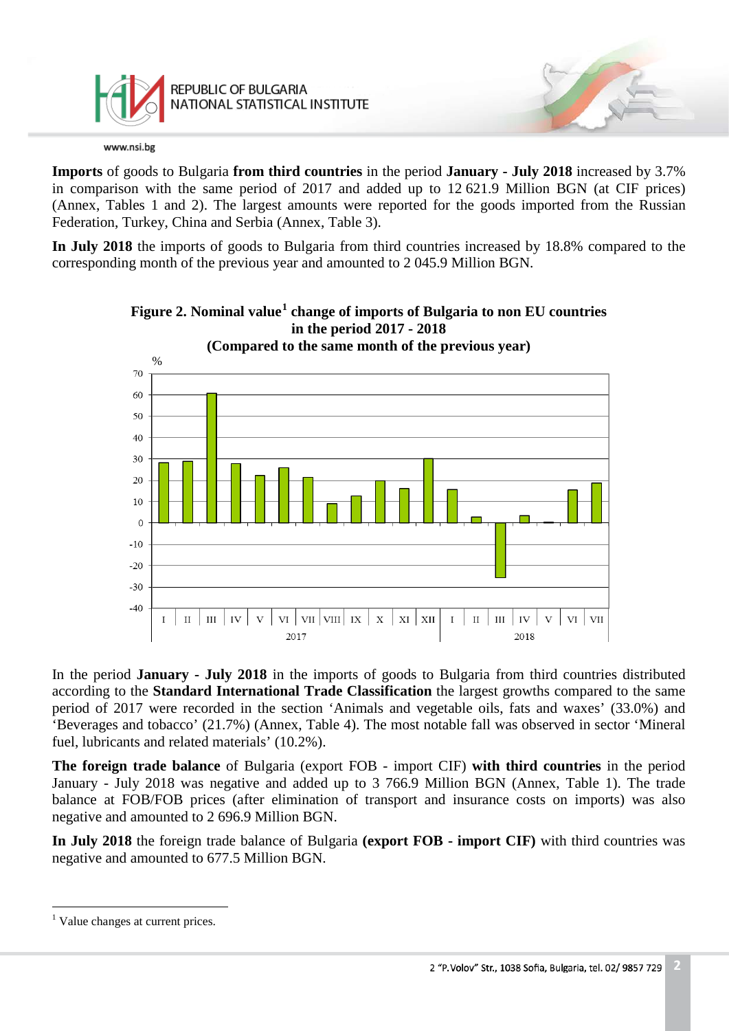**Imports** of goods to Bulgaria **from third countries** in the period **January - July 2018** increased by 3.7% in comparison with the same period of 2017 and added up to 12 621.9 Million BGN (at CIF prices) (Annex, Tables 1 and 2). The largest amounts were reported for the goods imported from the Russian Federation, Turkey, China and Serbia (Annex, Table 3).

**In July 2018** the imports of goods to Bulgaria from third countries increased by 18.8% compared to the corresponding month of the previous year and amounted to 2 045.9 Million BGN.

**Figure 2. Nominal value[1] change of imports of Bulgaria to non EU countries in the period 2017 - 2018 (Compared to the same month of the previous year)**

In the period **January - July 2018** in the imports of goods to Bulgaria from third countries distributed according to the **Standard International Trade Classification** the largest growths compared to the same period of 2017 were recorded in the section 'Animals and vegetable oils, fats and waxes' (33.0%) and 'Beverages and tobacco' (21.7%) (Annex, Table 4). The most notable fall was observed in sector 'Mineral fuel, lubricants and related materials' (10.2%).

**The foreign trade balance** of Bulgaria (export FOB - import CIF) **with third countries** in the period January - July 2018 was negative and added up to 3 766.9 Million BGN (Annex, Table 1). The trade balance at FOB/FOB prices (after elimination of transport and insurance costs on imports) was also negative and amounted to 2 696.9 Million BGN.

**In July 2018** the foreign trade balance of Bulgaria **(export FOB - import CIF)** with third countries was negative and amounted to 677.5 Million BGN.

[1] Value changes at current prices.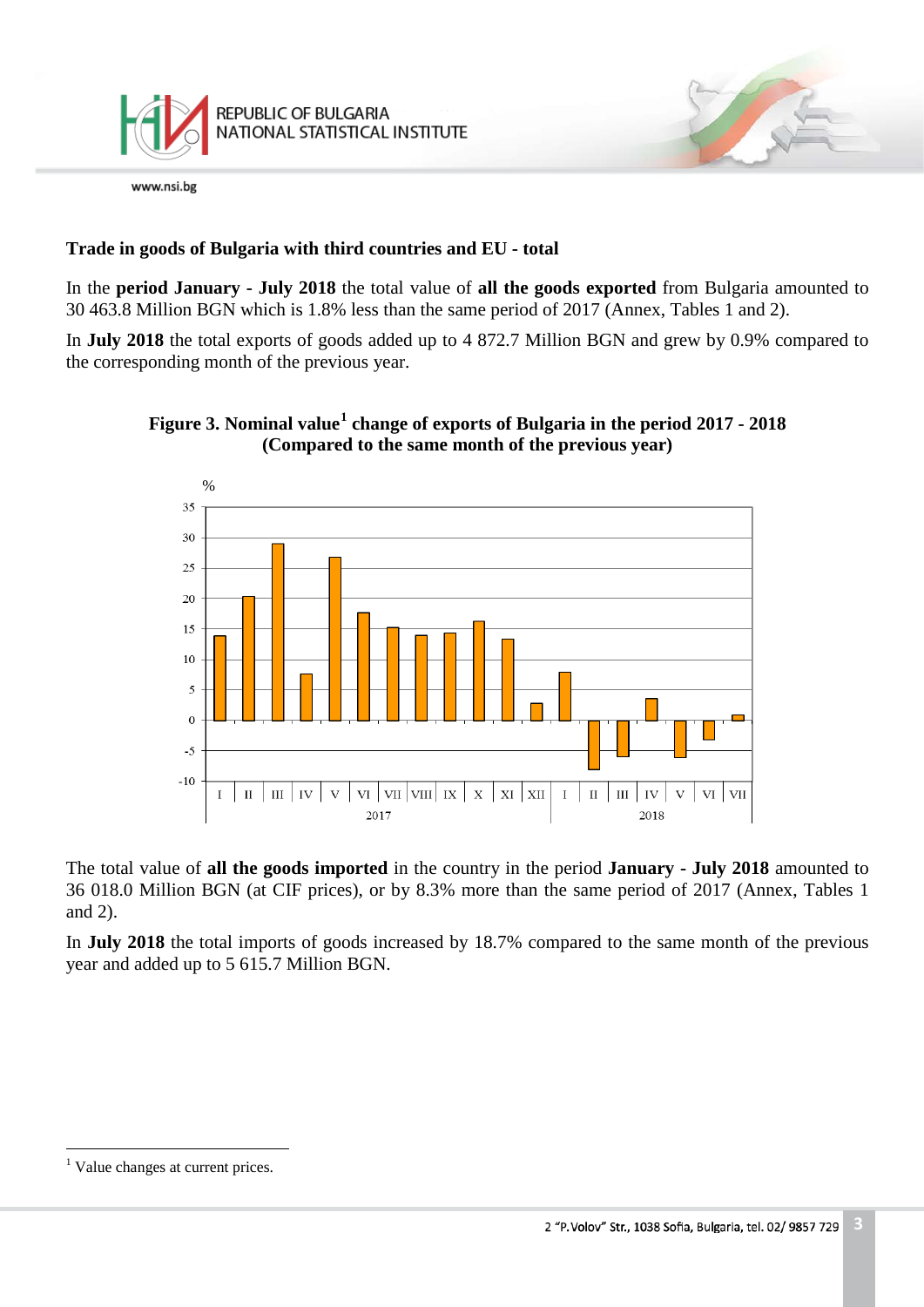## Trade in goods of Bulgaria with third countries and EU - total

In the **period January - July 2018** the total value of **all the goods exported** from Bulgaria amounted to 30 463.8 Million BGN which is 1.8% less than the same period of 2017 (Annex, Tables 1 and 2).

In **July 2018** the total exports of goods added up to 4 872.7 Million BGN and grew by 0.9% compared to the corresponding month of the previous year.

**Figure 3. Nominal value[1] change of exports of Bulgaria in the period 2017 - 2018 (Compared to the same month of the previous year)**

The total value of **all the goods imported** in the country in the period **January - July 2018** amounted to 36 018.0 Million BGN (at CIF prices), or by 8.3% more than the same period of 2017 (Annex, Tables 1 and 2).

In **July 2018** the total imports of goods increased by 18.7% compared to the same month of the previous year and added up to 5 615.7 Million BGN.

---

[1] Value changes at current prices.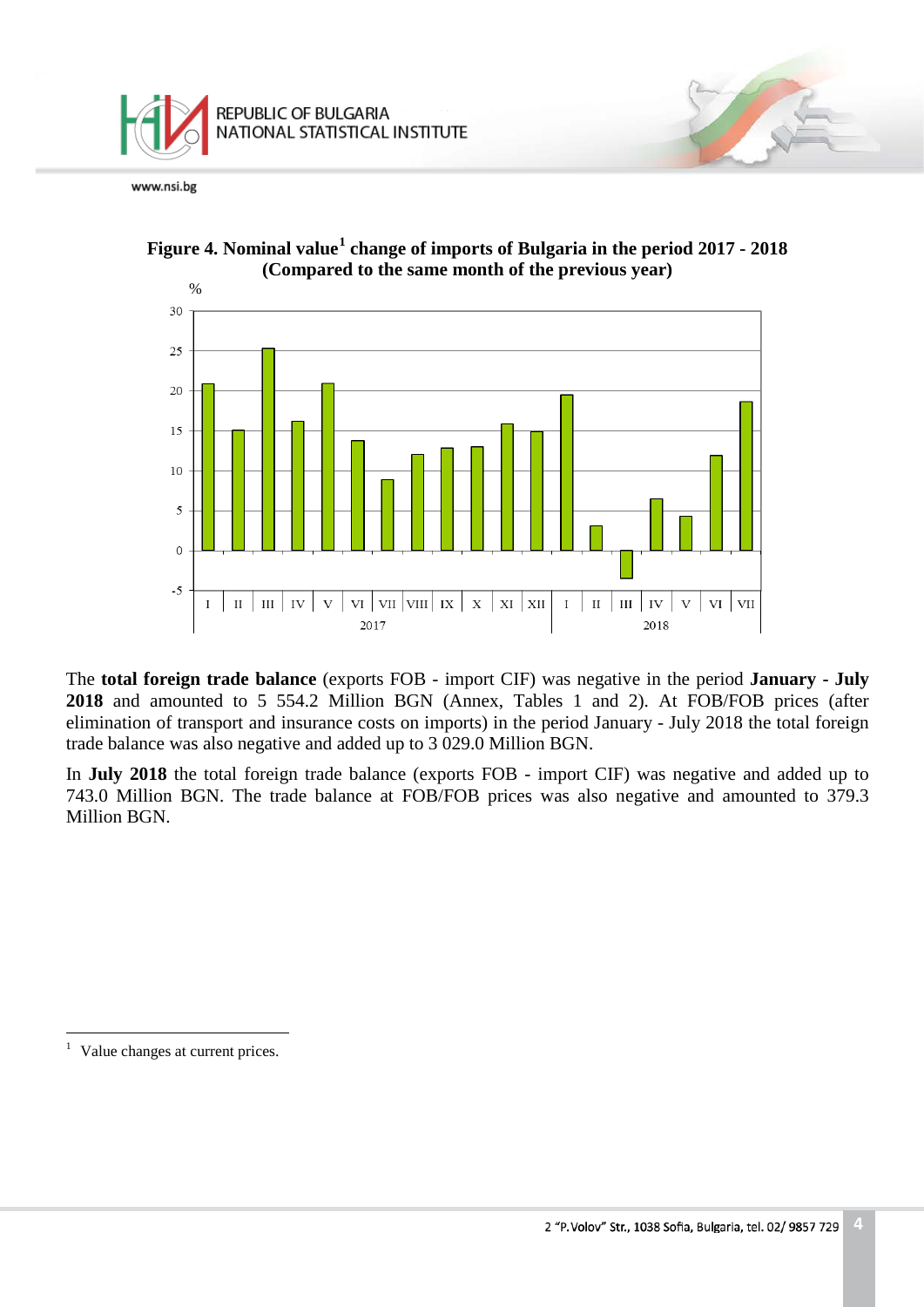**Figure 4. Nominal value[1] change of imports of Bulgaria in the period 2017 - 2018 (Compared to the same month of the previous year)**

The **total foreign trade balance** (exports FOB - import CIF) was negative in the period **January - July 2018** and amounted to 5 554.2 Million BGN (Annex, Tables 1 and 2). At FOB/FOB prices (after elimination of transport and insurance costs on imports) in the period January - July 2018 the total foreign trade balance was also negative and added up to 3 029.0 Million BGN.

In **July 2018** the total foreign trade balance (exports FOB - import CIF) was negative and added up to 743.0 Million BGN. The trade balance at FOB/FOB prices was also negative and amounted to 379.3 Million BGN.

---

[1] Value changes at current prices.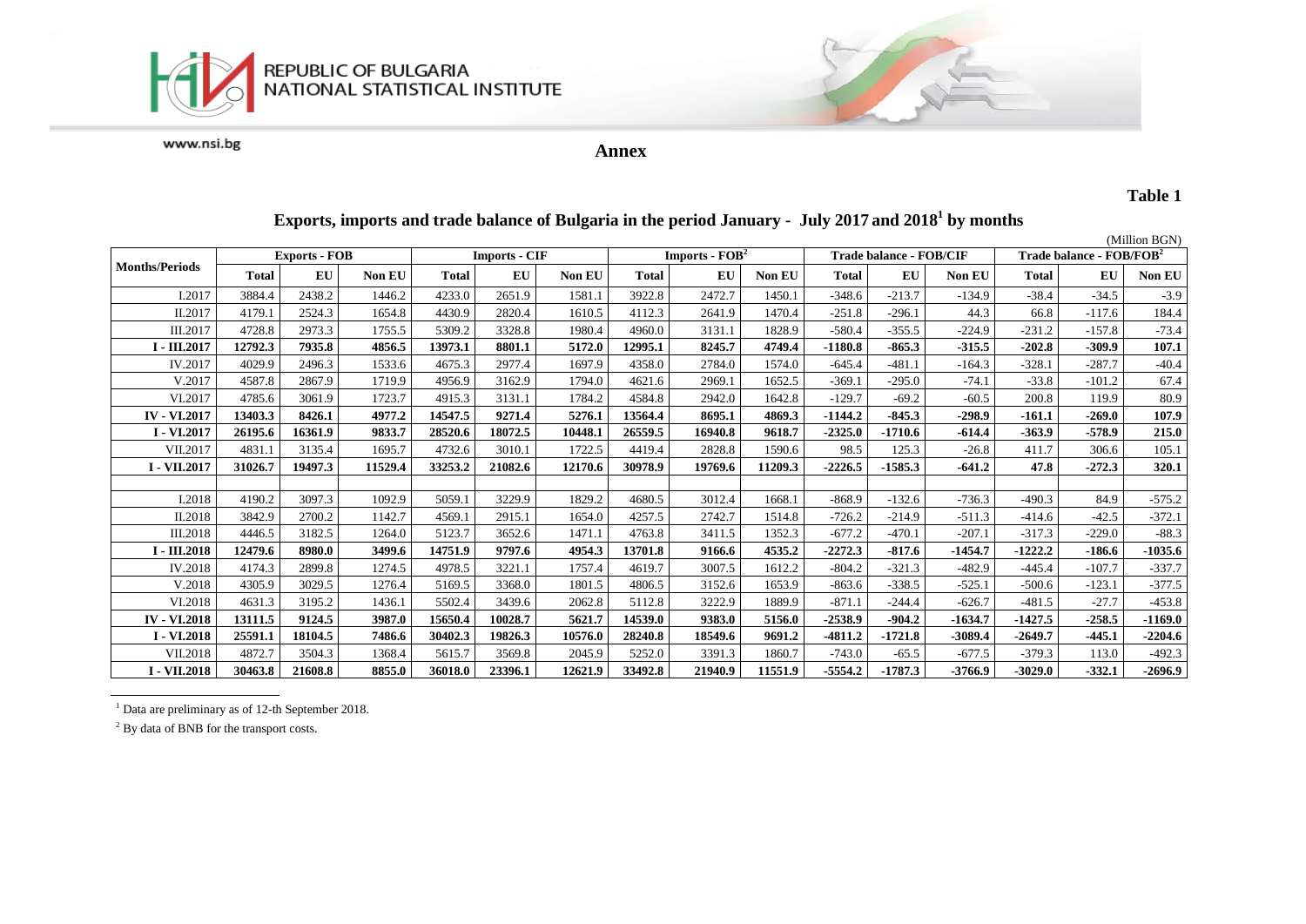## Annex

**Table 1**

### Exports, imports and trade balance of Bulgaria in the period January - July 2017 and 2018[1] by months

(Million BGN)

| Months/Periods | Exports - FOB | | | Imports - CIF | | | Imports - FOB[2] | | | Trade balance - FOB/CIF | | | Trade balance - FOB/FOB[2] | | |
|---|---|---|---|---|---|---|---|---|---|---|---|---|---|---|---|
| | Total | EU | Non EU | Total | EU | Non EU | Total | EU | Non EU | Total | EU | Non EU | Total | EU | Non EU |
| I.2017 | 3884.4 | 2438.2 | 1446.2 | 4233.0 | 2651.9 | 1581.1 | 3922.8 | 2472.7 | 1450.1 | -348.6 | -213.7 | -134.9 | -38.4 | -34.5 | -3.9 |
| II.2017 | 4179.1 | 2524.3 | 1654.8 | 4430.9 | 2820.4 | 1610.5 | 4112.3 | 2641.9 | 1470.4 | -251.8 | -296.1 | 44.3 | 66.8 | -117.6 | 184.4 |
| III.2017 | 4728.8 | 2973.3 | 1755.5 | 5309.2 | 3328.8 | 1980.4 | 4960.0 | 3131.1 | 1828.9 | -580.4 | -355.5 | -224.9 | -231.2 | -157.8 | -73.4 |
| **I - III.2017** | **12792.3** | **7935.8** | **4856.5** | **13973.1** | **8801.1** | **5172.0** | **12995.1** | **8245.7** | **4749.4** | **-1180.8** | **-865.3** | **-315.5** | **-202.8** | **-309.9** | **107.1** |
| IV.2017 | 4029.9 | 2496.3 | 1533.6 | 4675.3 | 2977.4 | 1697.9 | 4358.0 | 2784.0 | 1574.0 | -645.4 | -481.1 | -164.3 | -328.1 | -287.7 | -40.4 |
| V.2017 | 4587.8 | 2867.9 | 1719.9 | 4956.9 | 3162.9 | 1794.0 | 4621.6 | 2969.1 | 1652.5 | -369.1 | -295.0 | -74.1 | -33.8 | -101.2 | 67.4 |
| VI.2017 | 4785.6 | 3061.9 | 1723.7 | 4915.3 | 3131.1 | 1784.2 | 4584.8 | 2942.0 | 1642.8 | -129.7 | -69.2 | -60.5 | 200.8 | 119.9 | 80.9 |
| **IV - VI.2017** | **13403.3** | **8426.1** | **4977.2** | **14547.5** | **9271.4** | **5276.1** | **13564.4** | **8695.1** | **4869.3** | **-1144.2** | **-845.3** | **-298.9** | **-161.1** | **-269.0** | **107.9** |
| **I - VI.2017** | **26195.6** | **16361.9** | **9833.7** | **28520.6** | **18072.5** | **10448.1** | **26559.5** | **16940.8** | **9618.7** | **-2325.0** | **-1710.6** | **-614.4** | **-363.9** | **-578.9** | **215.0** |
| VII.2017 | 4831.1 | 3135.4 | 1695.7 | 4732.6 | 3010.1 | 1722.5 | 4419.4 | 2828.8 | 1590.6 | 98.5 | 125.3 | -26.8 | 411.7 | 306.6 | 105.1 |
| **I - VII.2017** | **31026.7** | **19497.3** | **11529.4** | **33253.2** | **21082.6** | **12170.6** | **30978.9** | **19769.6** | **11209.3** | **-2226.5** | **-1585.3** | **-641.2** | **47.8** | **-272.3** | **320.1** |
| | | | | | | | | | | | | | | | |
| I.2018 | 4190.2 | 3097.3 | 1092.9 | 5059.1 | 3229.9 | 1829.2 | 4680.5 | 3012.4 | 1668.1 | -868.9 | -132.6 | -736.3 | -490.3 | 84.9 | -575.2 |
| II.2018 | 3842.9 | 2700.2 | 1142.7 | 4569.1 | 2915.1 | 1654.0 | 4257.5 | 2742.7 | 1514.8 | -726.2 | -214.9 | -511.3 | -414.6 | -42.5 | -372.1 |
| III.2018 | 4446.5 | 3182.5 | 1264.0 | 5123.7 | 3652.6 | 1471.1 | 4763.8 | 3411.5 | 1352.3 | -677.2 | -470.1 | -207.1 | -317.3 | -229.0 | -88.3 |
| **I - III.2018** | **12479.6** | **8980.0** | **3499.6** | **14751.9** | **9797.6** | **4954.3** | **13701.8** | **9166.6** | **4535.2** | **-2272.3** | **-817.6** | **-1454.7** | **-1222.2** | **-186.6** | **-1035.6** |
| IV.2018 | 4174.3 | 2899.8 | 1274.5 | 4978.5 | 3221.1 | 1757.4 | 4619.7 | 3007.5 | 1612.2 | -804.2 | -321.3 | -482.9 | -445.4 | -107.7 | -337.7 |
| V.2018 | 4305.9 | 3029.5 | 1276.4 | 5169.5 | 3368.0 | 1801.5 | 4806.5 | 3152.6 | 1653.9 | -863.6 | -338.5 | -525.1 | -500.6 | -123.1 | -377.5 |
| VI.2018 | 4631.3 | 3195.2 | 1436.1 | 5502.4 | 3439.6 | 2062.8 | 5112.8 | 3222.9 | 1889.9 | -871.1 | -244.4 | -626.7 | -481.5 | -27.7 | -453.8 |
| **IV - VI.2018** | **13111.5** | **9124.5** | **3987.0** | **15650.4** | **10028.7** | **5621.7** | **14539.0** | **9383.0** | **5156.0** | **-2538.9** | **-904.2** | **-1634.7** | **-1427.5** | **-258.5** | **-1169.0** |
| **I - VI.2018** | **25591.1** | **18104.5** | **7486.6** | **30402.3** | **19826.3** | **10576.0** | **28240.8** | **18549.6** | **9691.2** | **-4811.2** | **-1721.8** | **-3089.4** | **-2649.7** | **-445.1** | **-2204.6** |
| VII.2018 | 4872.7 | 3504.3 | 1368.4 | 5615.7 | 3569.8 | 2045.9 | 5252.0 | 3391.3 | 1860.7 | -743.0 | -65.5 | -677.5 | -379.3 | 113.0 | -492.3 |
| **I - VII.2018** | **30463.8** | **21608.8** | **8855.0** | **36018.0** | **23396.1** | **12621.9** | **33492.8** | **21940.9** | **11551.9** | **-5554.2** | **-1787.3** | **-3766.9** | **-3029.0** | **-332.1** | **-2696.9** |

[1] Data are preliminary as of 12-th September 2018.

[2] By data of BNB for the transport costs.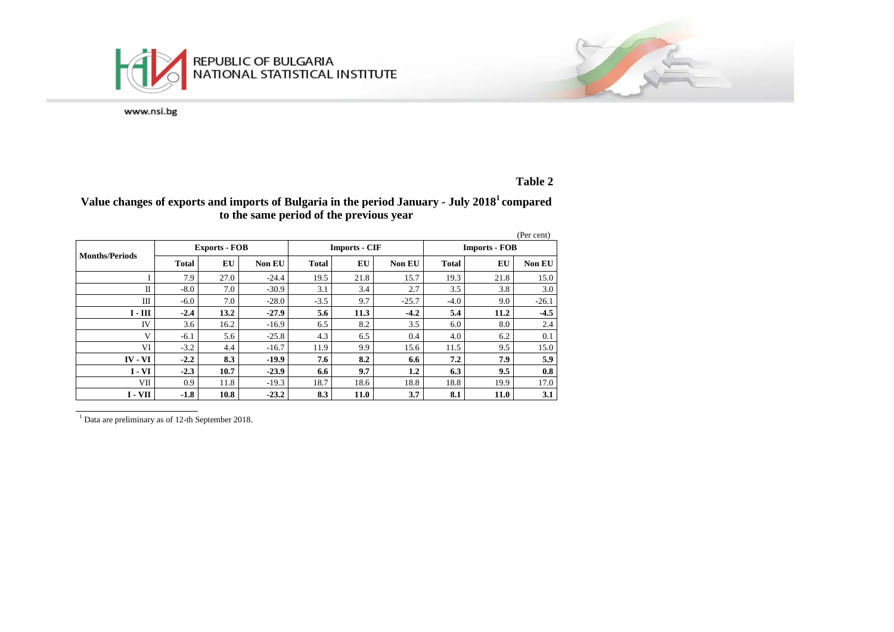**Table 2**

## Value changes of exports and imports of Bulgaria in the period January - July 2018[1] compared to the same period of the previous year

(Per cent)

| Months/Periods | Exports - FOB | | | Imports - CIF | | | Imports - FOB | | |
|---|---|---|---|---|---|---|---|---|---|
| | Total | EU | Non EU | Total | EU | Non EU | Total | EU | Non EU |
| I | 7.9 | 27.0 | -24.4 | 19.5 | 21.8 | 15.7 | 19.3 | 21.8 | 15.0 |
| II | -8.0 | 7.0 | -30.9 | 3.1 | 3.4 | 2.7 | 3.5 | 3.8 | 3.0 |
| III | -6.0 | 7.0 | -28.0 | -3.5 | 9.7 | -25.7 | -4.0 | 9.0 | -26.1 |
| **I - III** | **-2.4** | **13.2** | **-27.9** | **5.6** | **11.3** | **-4.2** | **5.4** | **11.2** | **-4.5** |
| IV | 3.6 | 16.2 | -16.9 | 6.5 | 8.2 | 3.5 | 6.0 | 8.0 | 2.4 |
| V | -6.1 | 5.6 | -25.8 | 4.3 | 6.5 | 0.4 | 4.0 | 6.2 | 0.1 |
| VI | -3.2 | 4.4 | -16.7 | 11.9 | 9.9 | 15.6 | 11.5 | 9.5 | 15.0 |
| **IV - VI** | **-2.2** | **8.3** | **-19.9** | **7.6** | **8.2** | **6.6** | **7.2** | **7.9** | **5.9** |
| **I - VI** | **-2.3** | **10.7** | **-23.9** | **6.6** | **9.7** | **1.2** | **6.3** | **9.5** | **0.8** |
| VII | 0.9 | 11.8 | -19.3 | 18.7 | 18.6 | 18.8 | 18.8 | 19.9 | 17.0 |
| **I - VII** | **-1.8** | **10.8** | **-23.2** | **8.3** | **11.0** | **3.7** | **8.1** | **11.0** | **3.1** |

[1] Data are preliminary as of 12-th September 2018.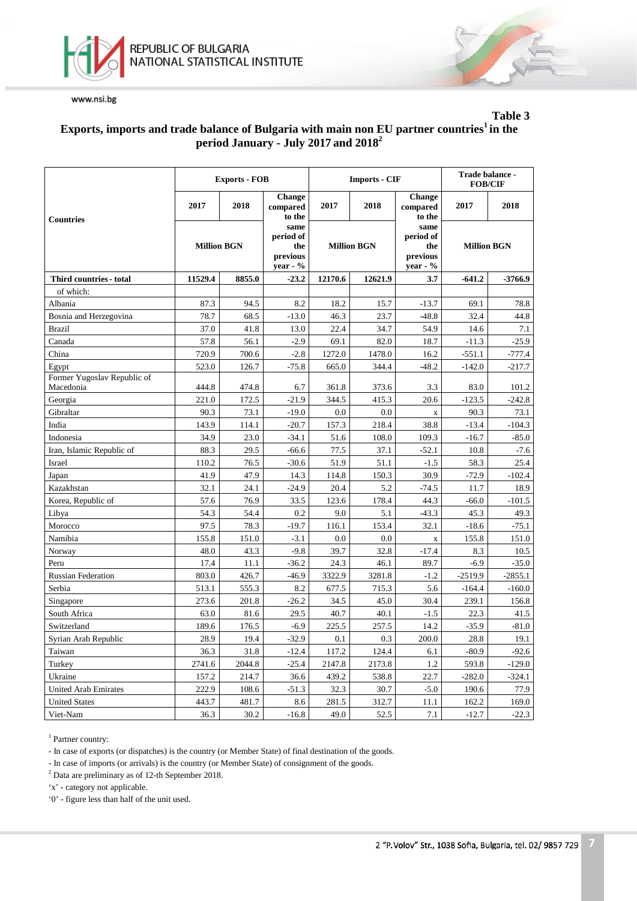**Table 3**

## Exports, imports and trade balance of Bulgaria with main non EU partner countries[1] in the period January - July 2017 and 2018[2]

| Countries | Exports - FOB | | | Imports - CIF | | | Trade balance - FOB/CIF | |
|---|---|---|---|---|---|---|---|---|
| | 2017 | 2018 | Change compared to the same period of the previous year - % | 2017 | 2018 | Change compared to the same period of the previous year - % | 2017 | 2018 |
| | Million BGN | | | Million BGN | | | Million BGN | |
| **Third countries - total** | **11529.4** | **8855.0** | **-23.2** | **12170.6** | **12621.9** | **3.7** | **-641.2** | **-3766.9** |
| of which: | | | | | | | | |
| Albania | 87.3 | 94.5 | 8.2 | 18.2 | 15.7 | -13.7 | 69.1 | 78.8 |
| Bosnia and Herzegovina | 78.7 | 68.5 | -13.0 | 46.3 | 23.7 | -48.8 | 32.4 | 44.8 |
| Brazil | 37.0 | 41.8 | 13.0 | 22.4 | 34.7 | 54.9 | 14.6 | 7.1 |
| Canada | 57.8 | 56.1 | -2.9 | 69.1 | 82.0 | 18.7 | -11.3 | -25.9 |
| China | 720.9 | 700.6 | -2.8 | 1272.0 | 1478.0 | 16.2 | -551.1 | -777.4 |
| Egypt | 523.0 | 126.7 | -75.8 | 665.0 | 344.4 | -48.2 | -142.0 | -217.7 |
| Former Yugoslav Republic of Macedonia | 444.8 | 474.8 | 6.7 | 361.8 | 373.6 | 3.3 | 83.0 | 101.2 |
| Georgia | 221.0 | 172.5 | -21.9 | 344.5 | 415.3 | 20.6 | -123.5 | -242.8 |
| Gibraltar | 90.3 | 73.1 | -19.0 | 0.0 | 0.0 | x | 90.3 | 73.1 |
| India | 143.9 | 114.1 | -20.7 | 157.3 | 218.4 | 38.8 | -13.4 | -104.3 |
| Indonesia | 34.9 | 23.0 | -34.1 | 51.6 | 108.0 | 109.3 | -16.7 | -85.0 |
| Iran, Islamic Republic of | 88.3 | 29.5 | -66.6 | 77.5 | 37.1 | -52.1 | 10.8 | -7.6 |
| Israel | 110.2 | 76.5 | -30.6 | 51.9 | 51.1 | -1.5 | 58.3 | 25.4 |
| Japan | 41.9 | 47.9 | 14.3 | 114.8 | 150.3 | 30.9 | -72.9 | -102.4 |
| Kazakhstan | 32.1 | 24.1 | -24.9 | 20.4 | 5.2 | -74.5 | 11.7 | 18.9 |
| Korea, Republic of | 57.6 | 76.9 | 33.5 | 123.6 | 178.4 | 44.3 | -66.0 | -101.5 |
| Libya | 54.3 | 54.4 | 0.2 | 9.0 | 5.1 | -43.3 | 45.3 | 49.3 |
| Morocco | 97.5 | 78.3 | -19.7 | 116.1 | 153.4 | 32.1 | -18.6 | -75.1 |
| Namibia | 155.8 | 151.0 | -3.1 | 0.0 | 0.0 | x | 155.8 | 151.0 |
| Norway | 48.0 | 43.3 | -9.8 | 39.7 | 32.8 | -17.4 | 8.3 | 10.5 |
| Peru | 17.4 | 11.1 | -36.2 | 24.3 | 46.1 | 89.7 | -6.9 | -35.0 |
| Russian Federation | 803.0 | 426.7 | -46.9 | 3322.9 | 3281.8 | -1.2 | -2519.9 | -2855.1 |
| Serbia | 513.1 | 555.3 | 8.2 | 677.5 | 715.3 | 5.6 | -164.4 | -160.0 |
| Singapore | 273.6 | 201.8 | -26.2 | 34.5 | 45.0 | 30.4 | 239.1 | 156.8 |
| South Africa | 63.0 | 81.6 | 29.5 | 40.7 | 40.1 | -1.5 | 22.3 | 41.5 |
| Switzerland | 189.6 | 176.5 | -6.9 | 225.5 | 257.5 | 14.2 | -35.9 | -81.0 |
| Syrian Arab Republic | 28.9 | 19.4 | -32.9 | 0.1 | 0.3 | 200.0 | 28.8 | 19.1 |
| Taiwan | 36.3 | 31.8 | -12.4 | 117.2 | 124.4 | 6.1 | -80.9 | -92.6 |
| Turkey | 2741.6 | 2044.8 | -25.4 | 2147.8 | 2173.8 | 1.2 | 593.8 | -129.0 |
| Ukraine | 157.2 | 214.7 | 36.6 | 439.2 | 538.8 | 22.7 | -282.0 | -324.1 |
| United Arab Emirates | 222.9 | 108.6 | -51.3 | 32.3 | 30.7 | -5.0 | 190.6 | 77.9 |
| United States | 443.7 | 481.7 | 8.6 | 281.5 | 312.7 | 11.1 | 162.2 | 169.0 |
| Viet-Nam | 36.3 | 30.2 | -16.8 | 49.0 | 52.5 | 7.1 | -12.7 | -22.3 |

[1] Partner country:

- In case of exports (or dispatches) is the country (or Member State) of final destination of the goods.
- In case of imports (or arrivals) is the country (or Member State) of consignment of the goods.

[2] Data are preliminary as of 12-th September 2018.

'x' - category not applicable.

'0' - figure less than half of the unit used.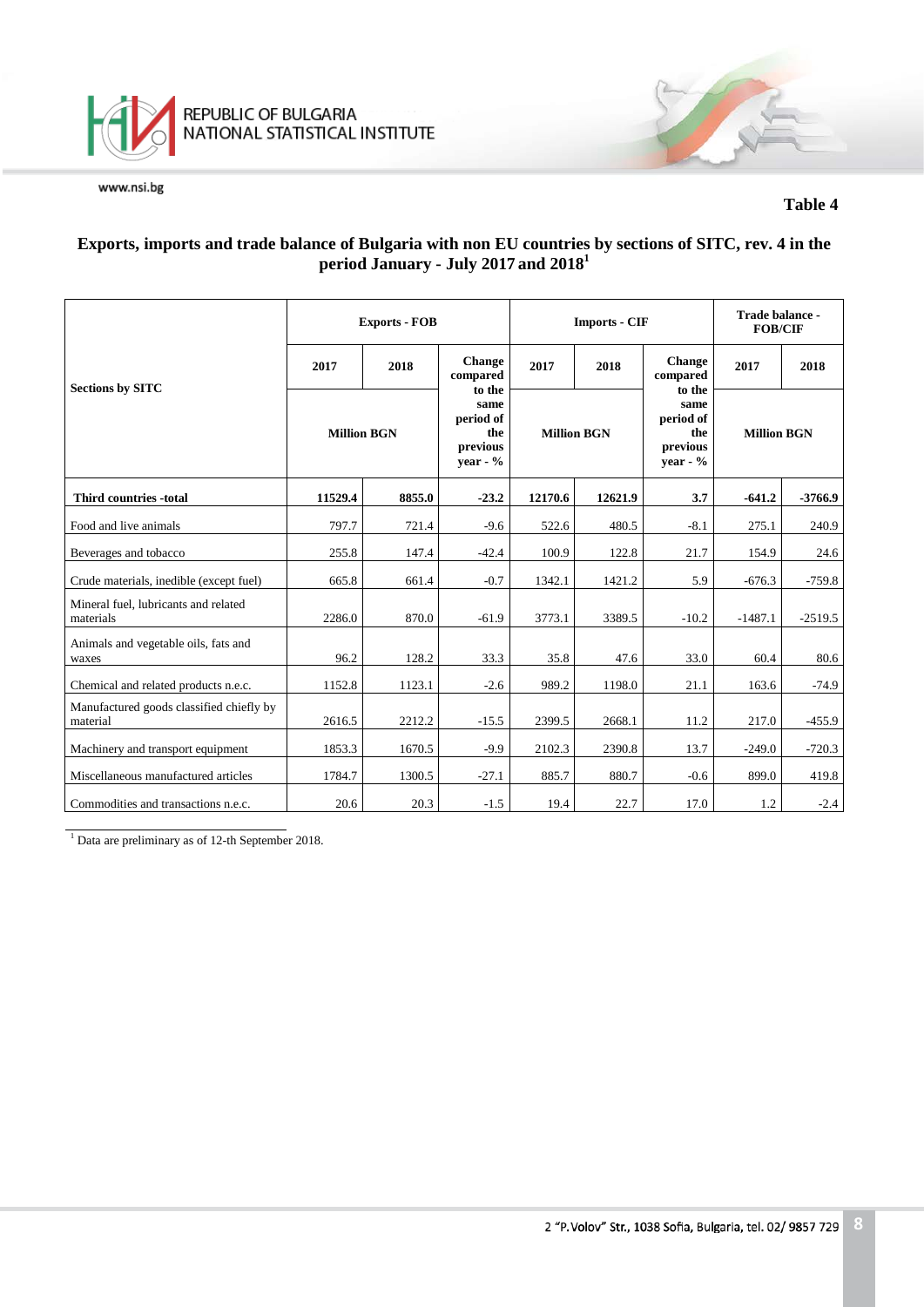**Table 4**

## Exports, imports and trade balance of Bulgaria with non EU countries by sections of SITC, rev. 4 in the period January - July 2017 and 2018[1]

| Sections by SITC | Exports - FOB | | | Imports - CIF | | | Trade balance - FOB/CIF | |
|---|---|---|---|---|---|---|---|---|
| | 2017 | 2018 | Change compared to the same period of the previous year - % | 2017 | 2018 | Change compared to the same period of the previous year - % | 2017 | 2018 |
| | Million BGN | | | Million BGN | | | Million BGN | |
| **Third countries -total** | **11529.4** | **8855.0** | **-23.2** | **12170.6** | **12621.9** | **3.7** | **-641.2** | **-3766.9** |
| Food and live animals | 797.7 | 721.4 | -9.6 | 522.6 | 480.5 | -8.1 | 275.1 | 240.9 |
| Beverages and tobacco | 255.8 | 147.4 | -42.4 | 100.9 | 122.8 | 21.7 | 154.9 | 24.6 |
| Crude materials, inedible (except fuel) | 665.8 | 661.4 | -0.7 | 1342.1 | 1421.2 | 5.9 | -676.3 | -759.8 |
| Mineral fuel, lubricants and related materials | 2286.0 | 870.0 | -61.9 | 3773.1 | 3389.5 | -10.2 | -1487.1 | -2519.5 |
| Animals and vegetable oils, fats and waxes | 96.2 | 128.2 | 33.3 | 35.8 | 47.6 | 33.0 | 60.4 | 80.6 |
| Chemical and related products n.e.c. | 1152.8 | 1123.1 | -2.6 | 989.2 | 1198.0 | 21.1 | 163.6 | -74.9 |
| Manufactured goods classified chiefly by material | 2616.5 | 2212.2 | -15.5 | 2399.5 | 2668.1 | 11.2 | 217.0 | -455.9 |
| Machinery and transport equipment | 1853.3 | 1670.5 | -9.9 | 2102.3 | 2390.8 | 13.7 | -249.0 | -720.3 |
| Miscellaneous manufactured articles | 1784.7 | 1300.5 | -27.1 | 885.7 | 880.7 | -0.6 | 899.0 | 419.8 |
| Commodities and transactions n.e.c. | 20.6 | 20.3 | -1.5 | 19.4 | 22.7 | 17.0 | 1.2 | -2.4 |

[1] Data are preliminary as of 12-th September 2018.